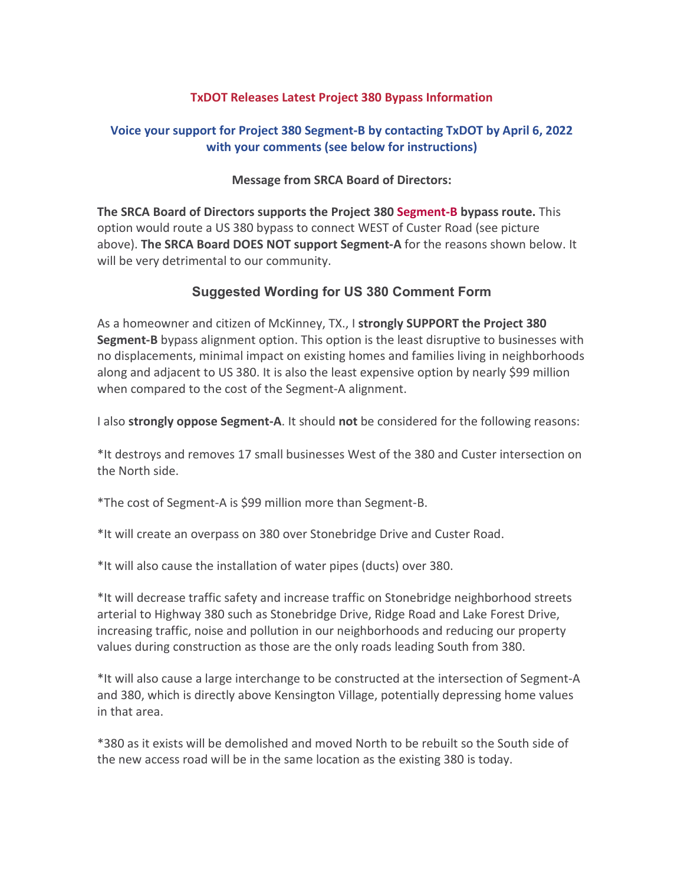## TxDOT Releases Latest Project 380 Bypass Information

### Voice your support for Project 380 Segment-B by contacting TxDOT by April 6, 2022 with your comments (see below for instructions)

**Message from SRCA Board of Directors:**

**The SRCA Board of Directors supports the Project 380 Segment-B bypass route.** This option would route a US 380 bypass to connect WEST of Custer Road (see picture above). **The SRCA Board DOES NOT support Segment-A** for the reasons shown below. It will be very detrimental to our community.

### Suggested Wording for US 380 Comment Form

As a homeowner and citizen of McKinney, TX., I **strongly SUPPORT the Project 380 Segment-B** bypass alignment option. This option is the least disruptive to businesses with no displacements, minimal impact on existing homes and families living in neighborhoods along and adjacent to US 380. It is also the least expensive option by nearly $99 million when compared to the cost of the Segment-A alignment.

I also **strongly oppose Segment-A**. It should **not** be considered for the following reasons:

*It destroys and removes 17 small businesses West of the 380 and Custer intersection on the North side.

*The cost of Segment-A is $99 million more than Segment-B.

*It will create an overpass on 380 over Stonebridge Drive and Custer Road.

*It will also cause the installation of water pipes (ducts) over 380.

*It will decrease traffic safety and increase traffic on Stonebridge neighborhood streets arterial to Highway 380 such as Stonebridge Drive, Ridge Road and Lake Forest Drive, increasing traffic, noise and pollution in our neighborhoods and reducing our property values during construction as those are the only roads leading South from 380.

*It will also cause a large interchange to be constructed at the intersection of Segment-A and 380, which is directly above Kensington Village, potentially depressing home values in that area.

*380 as it exists will be demolished and moved North to be rebuilt so the South side of the new access road will be in the same location as the existing 380 is today.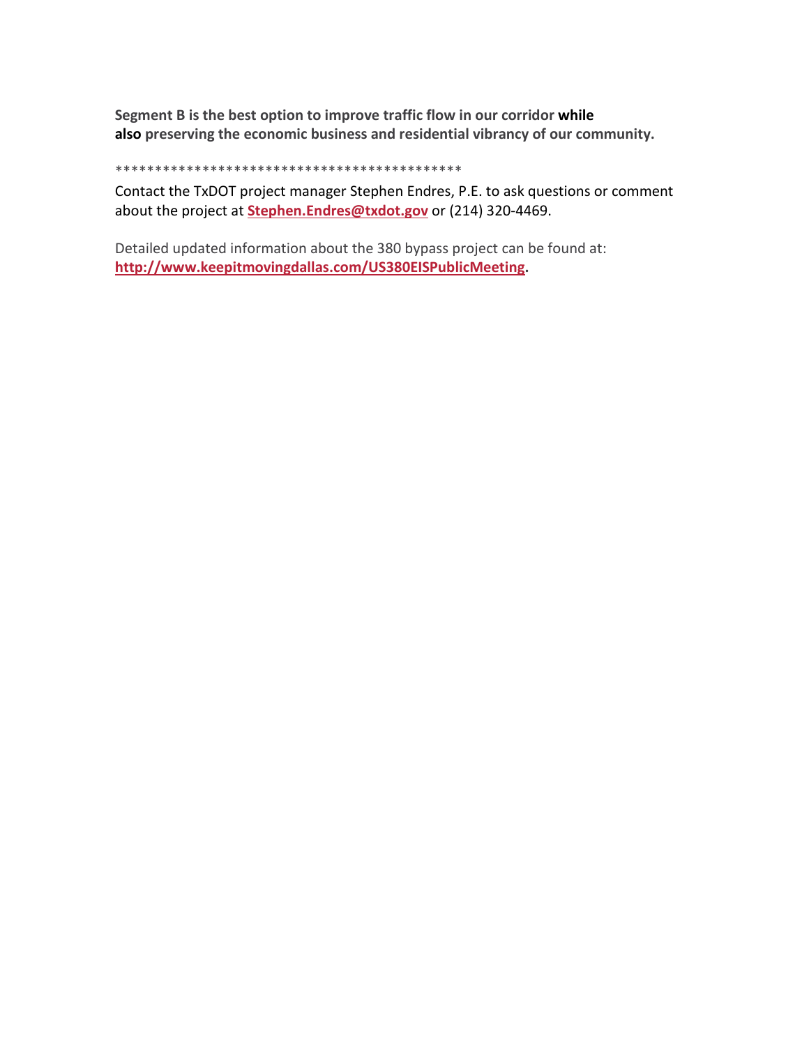**Segment B is the best option to improve traffic flow in our corridor while also preserving the economic business and residential vibrancy of our community.**

*********************************************

Contact the TxDOT project manager Stephen Endres, P.E. to ask questions or comment about the project at **Stephen.Endres@txdot.gov** or (214) 320-4469.

Detailed updated information about the 380 bypass project can be found at: **http://www.keepitmovingdallas.com/US380EISPublicMeeting**.